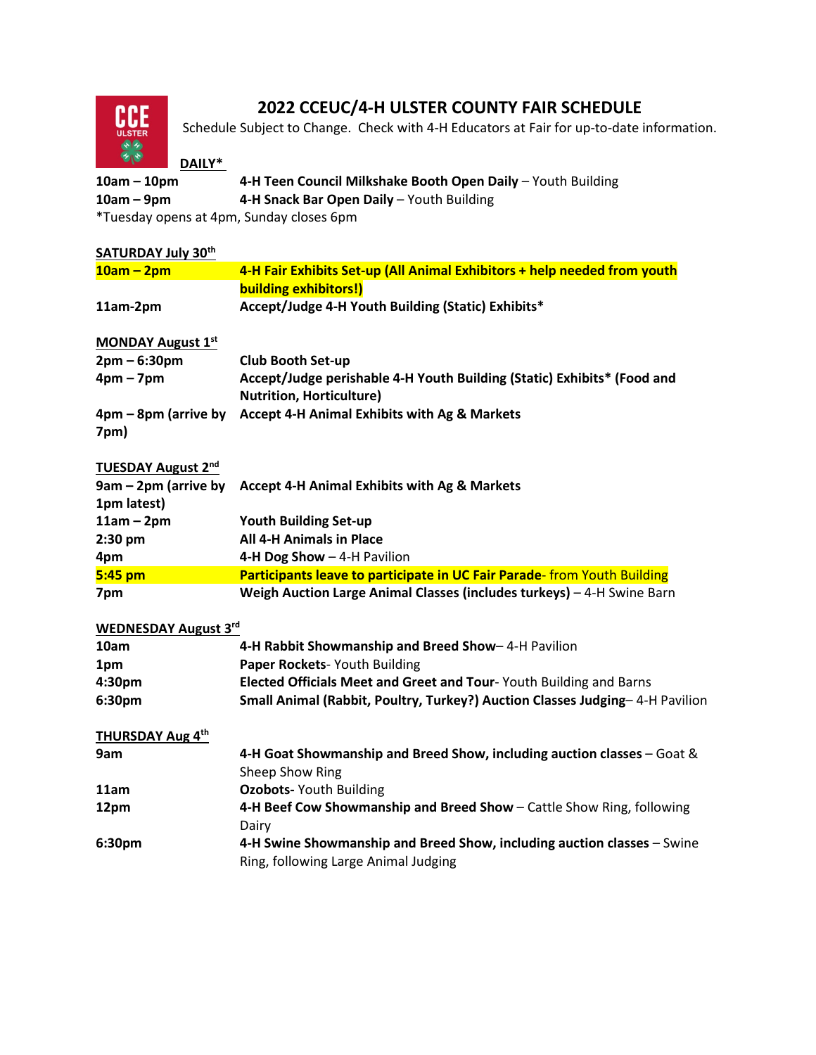# 2022 CCEUC/4-H ULSTER COUNTY FAIR SCHEDULE

Schedule Subject to Change. Check with 4-H Educators at Fair for up-to-date information.

**DAILY***

| | |
|---|---|
| **10am – 10pm** | **4-H Teen Council Milkshake Booth Open Daily** – Youth Building |
| **10am – 9pm** | **4-H Snack Bar Open Daily** – Youth Building |

*Tuesday opens at 4pm, Sunday closes 6pm

**SATURDAY July 30th**

| | |
|---|---|
| **10am – 2pm** | **4-H Fair Exhibits Set-up (All Animal Exhibitors + help needed from youth building exhibitors!)** |
| **11am-2pm** | **Accept/Judge 4-H Youth Building (Static) Exhibits*** |

**MONDAY August 1st**

| | |
|---|---|
| **2pm – 6:30pm** | **Club Booth Set-up** |
| **4pm – 7pm** | **Accept/Judge perishable 4-H Youth Building (Static) Exhibits* (Food and Nutrition, Horticulture)** |
| **4pm – 8pm (arrive by 7pm)** | **Accept 4-H Animal Exhibits with Ag & Markets** |

**TUESDAY August 2nd**

| | |
|---|---|
| **9am – 2pm (arrive by 1pm latest)** | **Accept 4-H Animal Exhibits with Ag & Markets** |
| **11am – 2pm** | **Youth Building Set-up** |
| **2:30 pm** | **All 4-H Animals in Place** |
| **4pm** | **4-H Dog Show** – 4-H Pavilion |
| **5:45 pm** | **Participants leave to participate in UC Fair Parade**- from Youth Building |
| **7pm** | **Weigh Auction Large Animal Classes (includes turkeys)** – 4-H Swine Barn |

**WEDNESDAY August 3rd**

| | |
|---|---|
| **10am** | **4-H Rabbit Showmanship and Breed Show**– 4-H Pavilion |
| **1pm** | **Paper Rockets**- Youth Building |
| **4:30pm** | **Elected Officials Meet and Greet and Tour**- Youth Building and Barns |
| **6:30pm** | **Small Animal (Rabbit, Poultry, Turkey?) Auction Classes Judging**– 4-H Pavilion |

**THURSDAY Aug 4th**

| | |
|---|---|
| **9am** | **4-H Goat Showmanship and Breed Show, including auction classes** – Goat & Sheep Show Ring |
| **11am** | **Ozobots-** Youth Building |
| **12pm** | **4-H Beef Cow Showmanship and Breed Show** – Cattle Show Ring, following Dairy |
| **6:30pm** | **4-H Swine Showmanship and Breed Show, including auction classes** – Swine Ring, following Large Animal Judging |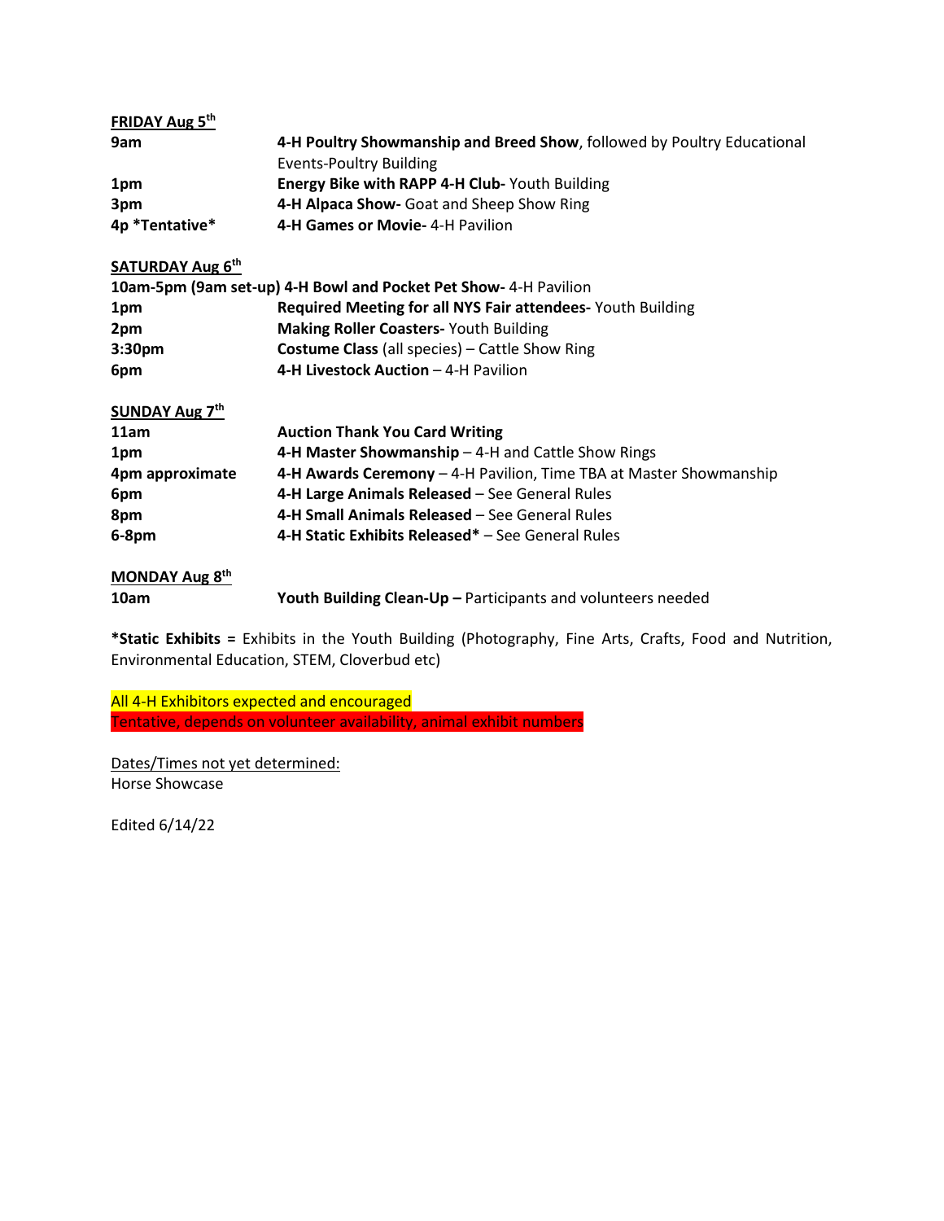**FRIDAY Aug 5th**

| | |
|---|---|
| **9am** | **4-H Poultry Showmanship and Breed Show**, followed by Poultry Educational Events-Poultry Building |
| **1pm** | **Energy Bike with RAPP 4-H Club-** Youth Building |
| **3pm** | **4-H Alpaca Show-** Goat and Sheep Show Ring |
| **4p *Tentative*** | **4-H Games or Movie-** 4-H Pavilion |

**SATURDAY Aug 6th**

| | |
|---|---|
| **10am-5pm (9am set-up)** | **4-H Bowl and Pocket Pet Show-** 4-H Pavilion |
| **1pm** | **Required Meeting for all NYS Fair attendees-** Youth Building |
| **2pm** | **Making Roller Coasters-** Youth Building |
| **3:30pm** | **Costume Class** (all species) – Cattle Show Ring |
| **6pm** | **4-H Livestock Auction** – 4-H Pavilion |

**SUNDAY Aug 7th**

| | |
|---|---|
| **11am** | **Auction Thank You Card Writing** |
| **1pm** | **4-H Master Showmanship** – 4-H and Cattle Show Rings |
| **4pm approximate** | **4-H Awards Ceremony** – 4-H Pavilion, Time TBA at Master Showmanship |
| **6pm** | **4-H Large Animals Released** – See General Rules |
| **8pm** | **4-H Small Animals Released** – See General Rules |
| **6-8pm** | **4-H Static Exhibits Released*** – See General Rules |

**MONDAY Aug 8th**

| | |
|---|---|
| **10am** | **Youth Building Clean-Up –** Participants and volunteers needed |

***Static Exhibits =** Exhibits in the Youth Building (Photography, Fine Arts, Crafts, Food and Nutrition, Environmental Education, STEM, Cloverbud etc)

All 4-H Exhibitors expected and encouraged

Tentative, depends on volunteer availability, animal exhibit numbers

Dates/Times not yet determined:

Horse Showcase

Edited 6/14/22